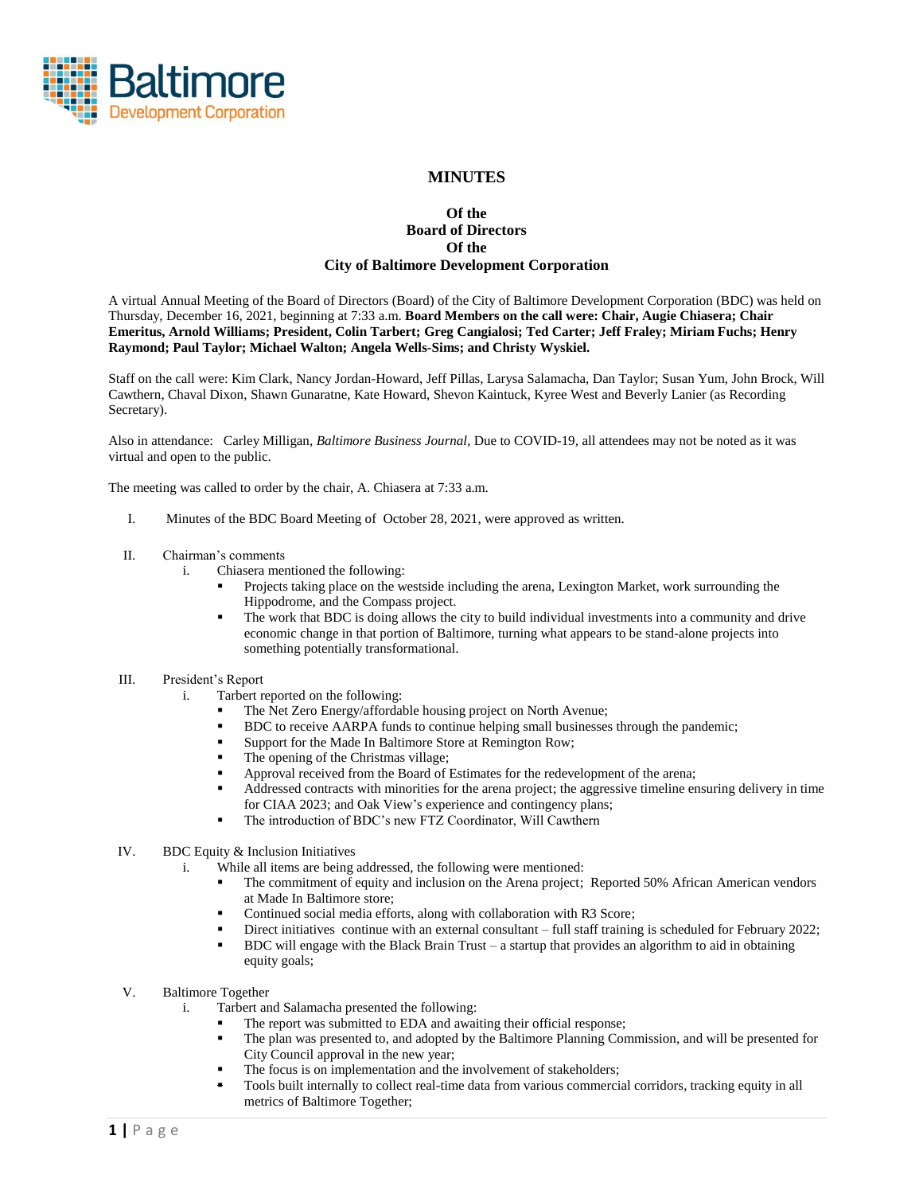# MINUTES

## Of the
## Board of Directors
## Of the
## City of Baltimore Development Corporation

A virtual Annual Meeting of the Board of Directors (Board) of the City of Baltimore Development Corporation (BDC) was held on Thursday, December 16, 2021, beginning at 7:33 a.m. **Board Members on the call were: Chair, Augie Chiasera; Chair Emeritus, Arnold Williams; President, Colin Tarbert; Greg Cangialosi; Ted Carter; Jeff Fraley; Miriam Fuchs; Henry Raymond; Paul Taylor; Michael Walton; Angela Wells-Sims; and Christy Wyskiel.**

Staff on the call were: Kim Clark, Nancy Jordan-Howard, Jeff Pillas, Larysa Salamacha, Dan Taylor; Susan Yum, John Brock, Will Cawthern, Chaval Dixon, Shawn Gunaratne, Kate Howard, Shevon Kaintuck, Kyree West and Beverly Lanier (as Recording Secretary).

Also in attendance: Carley Milligan, *Baltimore Business Journal*, Due to COVID-19, all attendees may not be noted as it was virtual and open to the public.

The meeting was called to order by the chair, A. Chiasera at 7:33 a.m.

I. Minutes of the BDC Board Meeting of October 28, 2021, were approved as written.

II. Chairman's comments
   i. Chiasera mentioned the following:
      - Projects taking place on the westside including the arena, Lexington Market, work surrounding the Hippodrome, and the Compass project.
      - The work that BDC is doing allows the city to build individual investments into a community and drive economic change in that portion of Baltimore, turning what appears to be stand-alone projects into something potentially transformational.

III. President's Report
   i. Tarbert reported on the following:
      - The Net Zero Energy/affordable housing project on North Avenue;
      - BDC to receive AARPA funds to continue helping small businesses through the pandemic;
      - Support for the Made In Baltimore Store at Remington Row;
      - The opening of the Christmas village;
      - Approval received from the Board of Estimates for the redevelopment of the arena;
      - Addressed contracts with minorities for the arena project; the aggressive timeline ensuring delivery in time for CIAA 2023; and Oak View's experience and contingency plans;
      - The introduction of BDC's new FTZ Coordinator, Will Cawthern

IV. BDC Equity & Inclusion Initiatives
   i. While all items are being addressed, the following were mentioned:
      - The commitment of equity and inclusion on the Arena project; Reported 50% African American vendors at Made In Baltimore store;
      - Continued social media efforts, along with collaboration with R3 Score;
      - Direct initiatives continue with an external consultant – full staff training is scheduled for February 2022;
      - BDC will engage with the Black Brain Trust – a startup that provides an algorithm to aid in obtaining equity goals;

V. Baltimore Together
   i. Tarbert and Salamacha presented the following:
      - The report was submitted to EDA and awaiting their official response;
      - The plan was presented to, and adopted by the Baltimore Planning Commission, and will be presented for City Council approval in the new year;
      - The focus is on implementation and the involvement of stakeholders;
      - Tools built internally to collect real-time data from various commercial corridors, tracking equity in all metrics of Baltimore Together;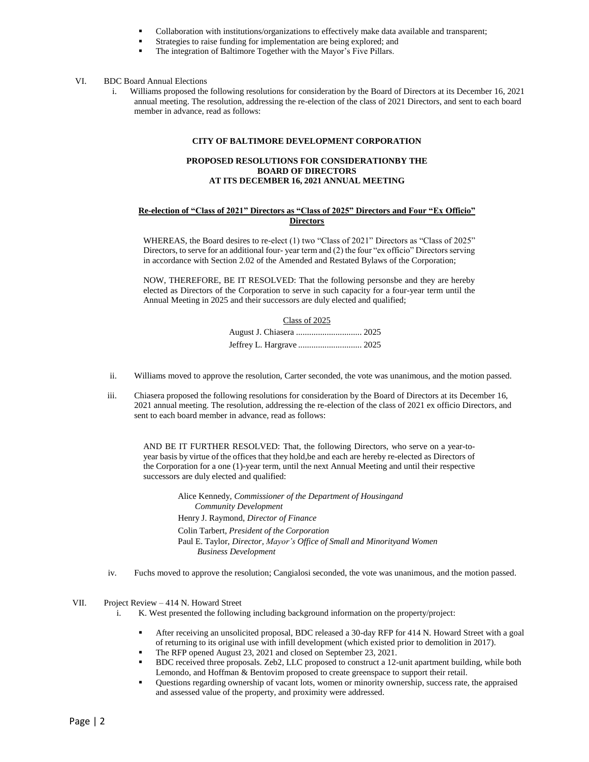- Collaboration with institutions/organizations to effectively make data available and transparent;
- Strategies to raise funding for implementation are being explored; and
- The integration of Baltimore Together with the Mayor's Five Pillars.

VI. BDC Board Annual Elections

i. Williams proposed the following resolutions for consideration by the Board of Directors at its December 16, 2021 annual meeting. The resolution, addressing the re-election of the class of 2021 Directors, and sent to each board member in advance, read as follows:

**CITY OF BALTIMORE DEVELOPMENT CORPORATION**

**PROPOSED RESOLUTIONS FOR CONSIDERATIONBY THE BOARD OF DIRECTORS AT ITS DECEMBER 16, 2021 ANNUAL MEETING**

**Re-election of "Class of 2021" Directors as "Class of 2025" Directors and Four "Ex Officio" Directors**

WHEREAS, the Board desires to re-elect (1) two "Class of 2021" Directors as "Class of 2025" Directors, to serve for an additional four- year term and (2) the four "ex officio" Directors serving in accordance with Section 2.02 of the Amended and Restated Bylaws of the Corporation;

NOW, THEREFORE, BE IT RESOLVED: That the following personsbe and they are hereby elected as Directors of the Corporation to serve in such capacity for a four-year term until the Annual Meeting in 2025 and their successors are duly elected and qualified;

Class of 2025

August J. Chiasera .............................. 2025
Jeffrey L. Hargrave ............................. 2025

ii. Williams moved to approve the resolution, Carter seconded, the vote was unanimous, and the motion passed.

iii. Chiasera proposed the following resolutions for consideration by the Board of Directors at its December 16, 2021 annual meeting. The resolution, addressing the re-election of the class of 2021 ex officio Directors, and sent to each board member in advance, read as follows:

AND BE IT FURTHER RESOLVED: That, the following Directors, who serve on a year-to-year basis by virtue of the offices that they hold,be and each are hereby re-elected as Directors of the Corporation for a one (1)-year term, until the next Annual Meeting and until their respective successors are duly elected and qualified:

Alice Kennedy, *Commissioner of the Department of Housingand Community Development*
Henry J. Raymond, *Director of Finance*
Colin Tarbert, *President of the Corporation*
Paul E. Taylor, *Director, Mayor's Office of Small and Minorityand Women Business Development*

iv. Fuchs moved to approve the resolution; Cangialosi seconded, the vote was unanimous, and the motion passed.

VII. Project Review – 414 N. Howard Street

i. K. West presented the following including background information on the property/project:

- After receiving an unsolicited proposal, BDC released a 30-day RFP for 414 N. Howard Street with a goal of returning to its original use with infill development (which existed prior to demolition in 2017).
- The RFP opened August 23, 2021 and closed on September 23, 2021.
- BDC received three proposals. Zeb2, LLC proposed to construct a 12-unit apartment building, while both Lemondo, and Hoffman & Bentovim proposed to create greenspace to support their retail.
- Questions regarding ownership of vacant lots, women or minority ownership, success rate, the appraised and assessed value of the property, and proximity were addressed.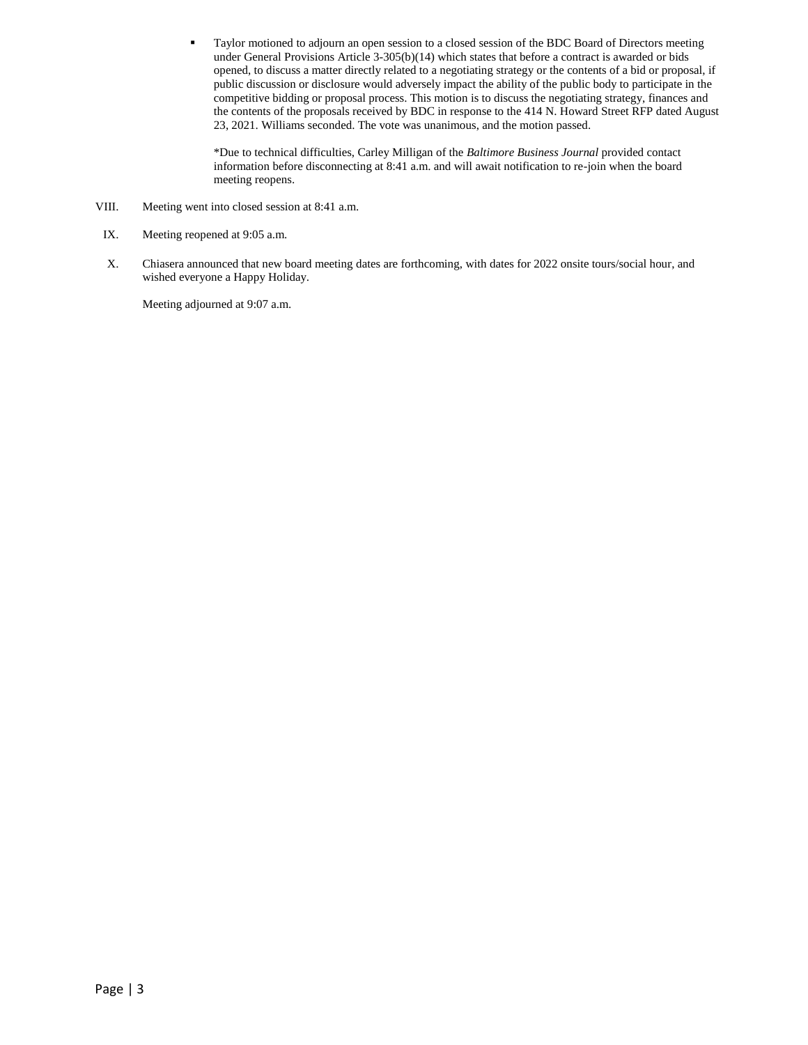- Taylor motioned to adjourn an open session to a closed session of the BDC Board of Directors meeting under General Provisions Article 3-305(b)(14) which states that before a contract is awarded or bids opened, to discuss a matter directly related to a negotiating strategy or the contents of a bid or proposal, if public discussion or disclosure would adversely impact the ability of the public body to participate in the competitive bidding or proposal process. This motion is to discuss the negotiating strategy, finances and the contents of the proposals received by BDC in response to the 414 N. Howard Street RFP dated August 23, 2021. Williams seconded. The vote was unanimous, and the motion passed.

  *Due to technical difficulties, Carley Milligan of the *Baltimore Business Journal* provided contact information before disconnecting at 8:41 a.m. and will await notification to re-join when the board meeting reopens.

VIII. Meeting went into closed session at 8:41 a.m.

IX. Meeting reopened at 9:05 a.m.

X. Chiasera announced that new board meeting dates are forthcoming, with dates for 2022 onsite tours/social hour, and wished everyone a Happy Holiday.

Meeting adjourned at 9:07 a.m.